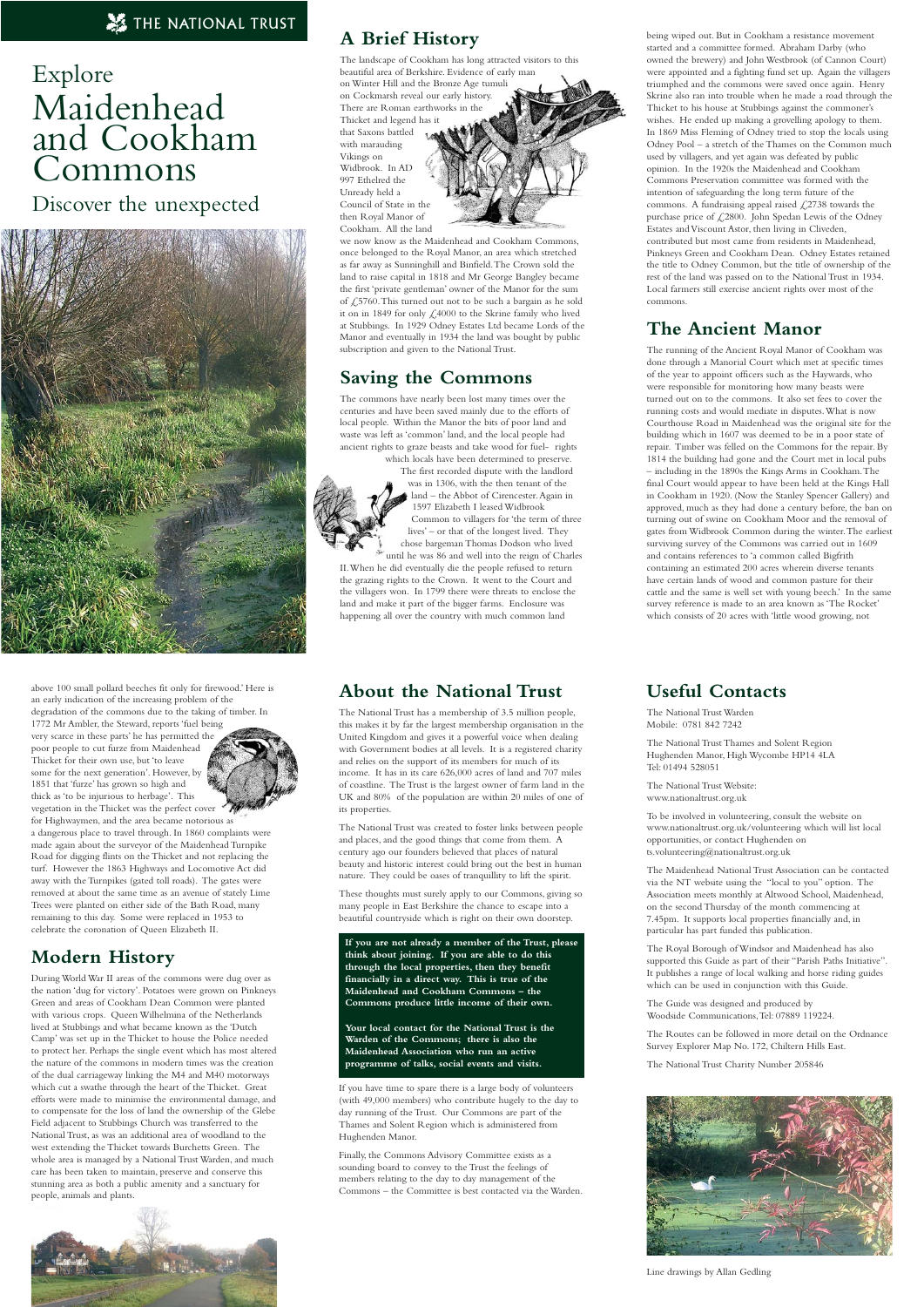THE NATIONAL TRUST

# Explore Maidenhead and Cookham Commons

Discover the unexpected

## A Brief History

The landscape of Cookham has long attracted visitors to this beautiful area of Berkshire. Evidence of early man on Winter Hill and the Bronze Age tumuli on Cockmarsh reveal our early history. There are Roman earthworks in the Thicket and legend has it that Saxons battled with marauding Vikings on Widbrook. In AD 997 Ethelred the Unready held a Council of State in the then Royal Manor of Cookham. All the land we now know as the Maidenhead and Cookham Commons, once belonged to the Royal Manor, an area which stretched as far away as Sunninghill and Binfield. The Crown sold the land to raise capital in 1818 and Mr George Bangley became the first 'private gentleman' owner of the Manor for the sum of £5760. This turned out not to be such a bargain as he sold it on in 1849 for only £4000 to the Skrine family who lived at Stubbings. In 1929 Odney Estates Ltd became Lords of the Manor and eventually in 1934 the land was bought by public subscription and given to the National Trust.

## Saving the Commons

The commons have nearly been lost many times over the centuries and have been saved mainly due to the efforts of local people. Within the Manor the bits of poor land and waste was left as 'common' land, and the local people had ancient rights to graze beasts and take wood for fuel- rights which locals have been determined to preserve. The first recorded dispute with the landlord was in 1306, with the then tenant of the land – the Abbot of Cirencester. Again in 1597 Elizabeth I leased Widbrook Common to villagers for 'the term of three lives' – or that of the longest lived. They chose bargeman Thomas Dodson who lived until he was 86 and well into the reign of Charles II. When he did eventually die the people refused to return the grazing rights to the Crown. It went to the Court and the villagers won. In 1799 there were threats to enclose the land and make it part of the bigger farms. Enclosure was happening all over the country with much common land being wiped out. But in Cookham a resistance movement started and a committee formed. Abraham Darby (who owned the brewery) and John Westbrook (of Cannon Court) were appointed and a fighting fund set up. Again the villagers triumphed and the commons were saved once again. Henry Skrine also ran into trouble when he made a road through the Thicket to his house at Stubbings against the commoner's wishes. He ended up making a grovelling apology to them. In 1869 Miss Fleming of Odney tried to stop the locals using Odney Pool – a stretch of the Thames on the Common much used by villagers, and yet again was defeated by public opinion. In the 1920s the Maidenhead and Cookham Commons Preservation committee was formed with the intention of safeguarding the long term future of the commons. A fundraising appeal raised £2738 towards the purchase price of £2800. John Spedan Lewis of the Odney Estates and Viscount Astor, then living in Cliveden, contributed but most came from residents in Maidenhead, Pinkneys Green and Cookham Dean. Odney Estates retained the title to Odney Common, but the title of ownership of the rest of the land was passed on to the National Trust in 1934. Local farmers still exercise ancient rights over most of the commons.

## The Ancient Manor

The running of the Ancient Royal Manor of Cookham was done through a Manorial Court which met at specific times of the year to appoint officers such as the Haywards, who were responsible for monitoring how many beasts were turned out on to the commons. It also set fees to cover the running costs and would mediate in disputes. What is now Courthouse Road in Maidenhead was the original site for the building which in 1607 was deemed to be in a poor state of repair. Timber was felled on the Commons for the repair. By 1814 the building had gone and the Court met in local pubs – including in the 1890s the Kings Arms in Cookham. The final Court would appear to have been held at the Kings Hall in Cookham in 1920. (Now the Stanley Spencer Gallery) and approved, much as they had done a century before, the ban on turning out of swine on Cookham Moor and the removal of gates from Widbrook Common during the winter. The earliest surviving survey of the Commons was carried out in 1609 and contains references to 'a common called Bigfrith containing an estimated 200 acres wherein diverse tenants have certain lands of wood and common pasture for their cattle and the same is well set with young beech.' In the same survey reference is made to an area known as 'The Rocket' which consists of 20 acres with 'little wood growing, not above 100 small pollard beeches fit only for firewood.' Here is an early indication of the increasing problem of the degradation of the commons due to the taking of timber. In 1772 Mr Ambler, the Steward, reports 'fuel being very scarce in these parts' he has permitted the poor people to cut furze from Maidenhead Thicket for their own use, but 'to leave some for the next generation'. However, by 1851 that 'furze' has grown so high and thick as 'to be injurious to herbage'. This vegetation in the Thicket was the perfect cover for Highwaymen, and the area became notorious as a dangerous place to travel through. In 1860 complaints were made again about the surveyor of the Maidenhead Turnpike Road for digging flints on the Thicket and not replacing the turf. However the 1863 Highways and Locomotive Act did away with the Turnpikes (gated toll roads). The gates were removed at about the same time as an avenue of stately Lime Trees were planted on either side of the Bath Road, many remaining to this day. Some were replaced in 1953 to celebrate the coronation of Queen Elizabeth II.

## Modern History

During World War II areas of the commons were dug over as the nation 'dug for victory'. Potatoes were grown on Pinkneys Green and areas of Cookham Dean Common were planted with various crops. Queen Wilhelmina of the Netherlands lived at Stubbings and what became known as the 'Dutch Camp' was set up in the Thicket to house the Police needed to protect her. Perhaps the single event which has most altered the nature of the commons in modern times was the creation of the dual carriageway linking the M4 and M40 motorways which cut a swathe through the heart of the Thicket. Great efforts were made to minimise the environmental damage, and to compensate for the loss of land the ownership of the Glebe Field adjacent to Stubbings Church was transferred to the National Trust, as was an additional area of woodland to the west extending the Thicket towards Burchetts Green. The whole area is managed by a National Trust Warden, and much care has been taken to maintain, preserve and conserve this stunning area as both a public amenity and a sanctuary for people, animals and plants.

## About the National Trust

The National Trust has a membership of 3.5 million people, this makes it by far the largest membership organisation in the United Kingdom and gives it a powerful voice when dealing with Government bodies at all levels. It is a registered charity and relies on the support of its members for much of its income. It has in its care 626,000 acres of land and 707 miles of coastline. The Trust is the largest owner of farm land in the UK and 80% of the population are within 20 miles of one of its properties.

The National Trust was created to foster links between people and places, and the good things that come from them. A century ago our founders believed that places of natural beauty and historic interest could bring out the best in human nature. They could be oases of tranquillity to lift the spirit.

These thoughts must surely apply to our Commons, giving so many people in East Berkshire the chance to escape into a beautiful countryside which is right on their own doorstep.

**If you are not already a member of the Trust, please think about joining. If you are able to do this through the local properties, then they benefit financially in a direct way. This is true of the Maidenhead and Cookham Commons – the Commons produce little income of their own.**

**Your local contact for the National Trust is the Warden of the Commons; there is also the Maidenhead Association who run an active programme of talks, social events and visits.**

If you have time to spare there is a large body of volunteers (with 49,000 members) who contribute hugely to the day to day running of the Trust. Our Commons are part of the Thames and Solent Region which is administered from Hughenden Manor.

Finally, the Commons Advisory Committee exists as a sounding board to convey to the Trust the feelings of members relating to the day to day management of the Commons – the Committee is best contacted via the Warden.

## Useful Contacts

The National Trust Warden
Mobile: 0781 842 7242

The National Trust Thames and Solent Region
Hughenden Manor, High Wycombe HP14 4LA
Tel: 01494 528051

The National Trust Website:
www.nationaltrust.org.uk

To be involved in volunteering, consult the website on www.nationaltrust.org.uk/volunteering which will list local opportunities, or contact Hughenden on ts.volunteering@nationaltrust.org.uk

The Maidenhead National Trust Association can be contacted via the NT website using the "local to you" option. The Association meets monthly at Altwood School, Maidenhead, on the second Thursday of the month commencing at 7.45pm. It supports local properties financially and, in particular has part funded this publication.

The Royal Borough of Windsor and Maidenhead has also supported this Guide as part of their "Parish Paths Initiative". It publishes a range of local walking and horse riding guides which can be used in conjunction with this Guide.

The Guide was designed and produced by Woodside Communications, Tel: 07889 119224.

The Routes can be followed in more detail on the Ordnance Survey Explorer Map No. 172, Chiltern Hills East.

The National Trust Charity Number 205846

Line drawings by Allan Gedling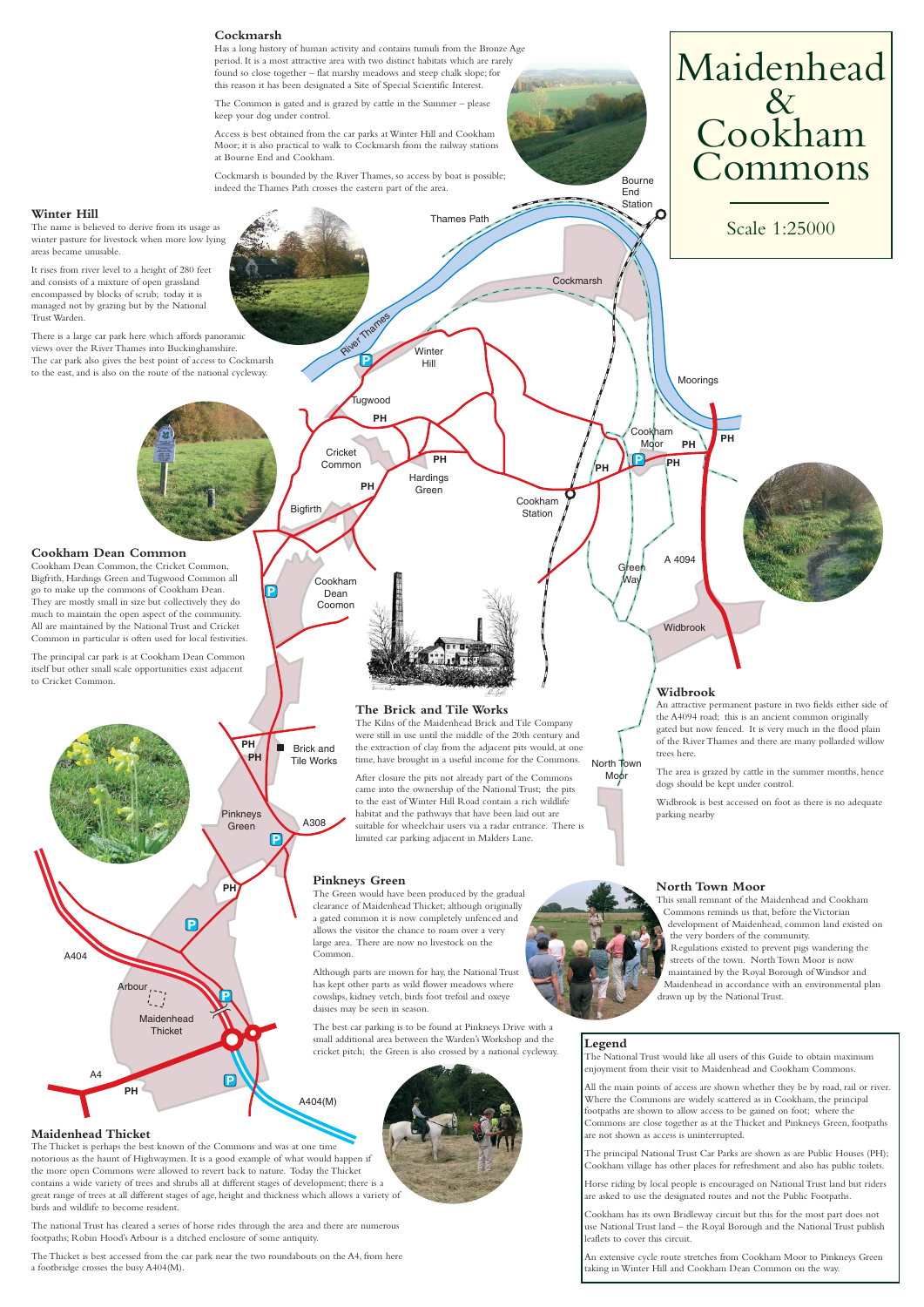# Maidenhead & Cookham Commons

Scale 1:25000

## Cockmarsh

Has a long history of human activity and contains tumuli from the Bronze Age period. It is a most attractive area with two distinct habitats which are rarely found so close together – flat marshy meadows and steep chalk slope; for this reason it has been designated a Site of Special Scientific Interest.

The Common is gated and is grazed by cattle in the Summer – please keep your dog under control.

Access is best obtained from the car parks at Winter Hill and Cookham Moor; it is also practical to walk to Cockmarsh from the railway stations at Bourne End and Cookham.

Cockmarsh is bounded by the River Thames, so access by boat is possible; indeed the Thames Path crosses the eastern part of the area.

## Winter Hill

The name is believed to derive from its usage as winter pasture for livestock when more low lying areas became unusable.

It rises from river level to a height of 280 feet and consists of a mixture of open grassland encompassed by blocks of scrub; today it is managed not by grazing but by the National Trust Warden.

There is a large car park here which affords panoramic views over the River Thames into Buckinghamshire. The car park also gives the best point of access to Cockmarsh to the east, and is also on the route of the national cycleway.

## Cookham Dean Common

Cookham Dean Common, the Cricket Common, Bigfirth, Hardings Green and Tugwood Common all go to make up the commons of Cookham Dean. They are mostly small in size but collectively they do much to maintain the open aspect of the community. All are maintained by the National Trust and Cricket Common in particular is often used for local festivities.

The principal car park is at Cookham Dean Common itself but other small scale opportunities exist adjacent to Cricket Common.

## The Brick and Tile Works

The Kilns of the Maidenhead Brick and Tile Company were still in use until the middle of the 20th century and the extraction of clay from the adjacent pits would, at one time, have brought in a useful income for the Commons.

After closure the pits not already part of the Commons came into the ownership of the National Trust; the pits to the east of Winter Hill Road contain a rich wildlife habitat and the pathways that have been laid out are suitable for wheelchair users via a radar entrance. There is limited car parking adjacent in Malders Lane.

## Widbrook

An attractive permanent pasture in two fields either side of the A4094 road; this is an ancient common originally gated but now fenced. It is very much in the flood plain of the River Thames and there are many pollarded willow trees here.

The area is grazed by cattle in the summer months, hence dogs should be kept under control.

Widbrook is best accessed on foot as there is no adequate parking nearby

## Pinkneys Green

The Green would have been produced by the gradual clearance of Maidenhead Thicket; although originally a gated common it is now completely unfenced and allows the visitor the chance to roam over a very large area. There are now no livestock on the Common.

Although parts are mown for hay, the National Trust has kept other parts as wild flower meadows where cowslips, kidney vetch, birds foot trefoil and oxeye daisies may be seen in season.

The best car parking is to be found at Pinkneys Drive with a small additional area between the Warden's Workshop and the cricket pitch; the Green is also crossed by a national cycleway.

## North Town Moor

This small remnant of the Maidenhead and Cookham Commons reminds us that, before the Victorian development of Maidenhead, common land existed on the very borders of the community. Regulations existed to prevent pigs wandering the streets of the town. North Town Moor is now maintained by the Royal Borough of Windsor and Maidenhead in accordance with an environmental plan drawn up by the National Trust.

## Maidenhead Thicket

The Thicket is perhaps the best known of the Commons and was at one time notorious as the haunt of Highwaymen. It is a good example of what would happen if the more open Commons were allowed to revert back to nature. Today the Thicket contains a wide variety of trees and shrubs all at different stages of development; there is a great range of trees at all different stages of age, height and thickness which allows a variety of birds and wildlife to become resident.

The national Trust has cleared a series of horse rides through the area and there are numerous footpaths; Robin Hood's Arbour is a ditched enclosure of some antiquity.

The Thicket is best accessed from the car park near the two roundabouts on the A4, from here a footbridge crosses the busy A404(M).

## Legend

The National Trust would like all users of this Guide to obtain maximum enjoyment from their visit to Maidenhead and Cookham Commons.

All the main points of access are shown whether they be by road, rail or river. Where the Commons are widely scattered as in Cookham, the principal footpaths are shown to allow access to be gained on foot; where the Commons are close together as at the Thicket and Pinkneys Green, footpaths are not shown as access is uninterrupted.

The principal National Trust Car Parks are shown as are Public Houses (PH); Cookham village has other places for refreshment and also has public toilets.

Horse riding by local people is encouraged on National Trust land but riders are asked to use the designated routes and not the Public Footpaths.

Cookham has its own Bridleway circuit but this for the most part does not use National Trust land – the Royal Borough and the National Trust publish leaflets to cover this circuit.

An extensive cycle route stretches from Cookham Moor to Pinkneys Green taking in Winter Hill and Cookham Dean Common on the way.